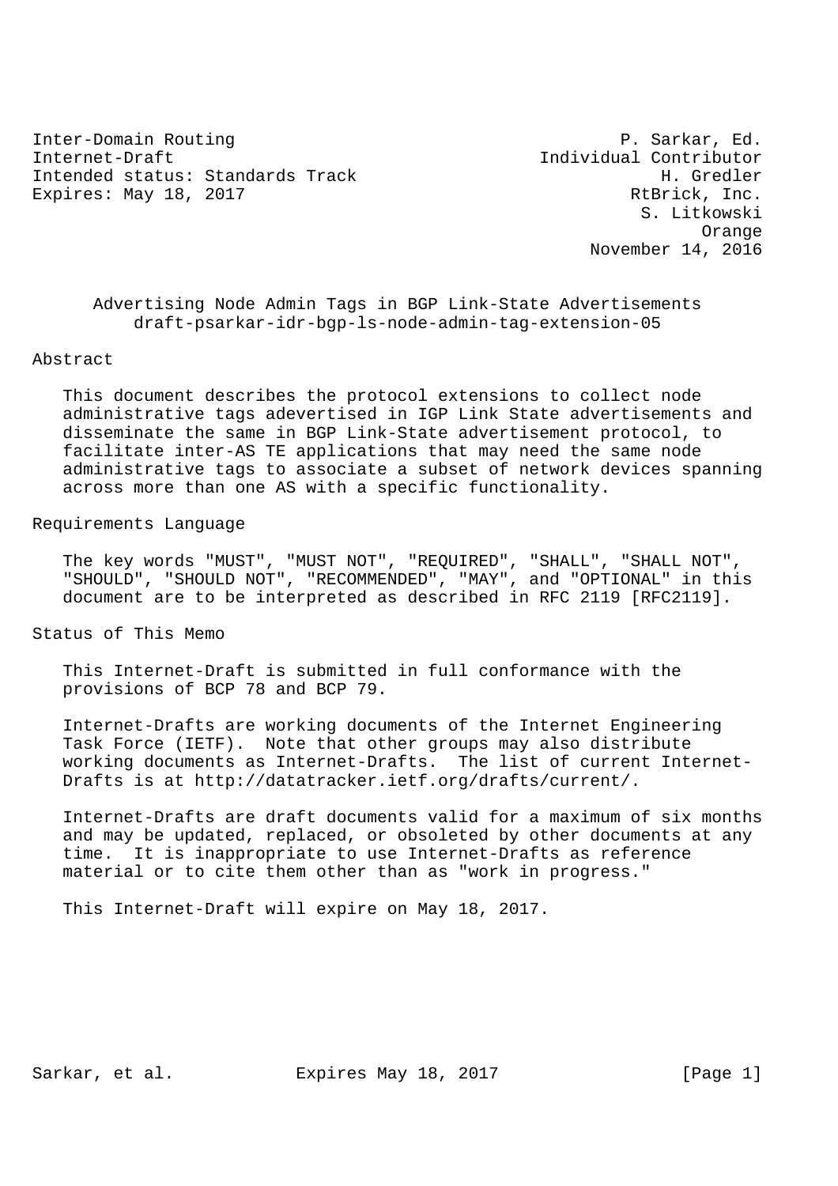Inter-Domain Routing                                      P. Sarkar, Ed.
Internet-Draft                                    Individual Contributor
Intended status: Standards Track                              H. Gredler
Expires: May 18, 2017                                      RtBrick, Inc.
                                                            S. Litkowski
                                                                  Orange
                                                       November 14, 2016

# Advertising Node Admin Tags in BGP Link-State Advertisements

draft-psarkar-idr-bgp-ls-node-admin-tag-extension-05

## Abstract

This document describes the protocol extensions to collect node administrative tags adevertised in IGP Link State advertisements and disseminate the same in BGP Link-State advertisement protocol, to facilitate inter-AS TE applications that may need the same node administrative tags to associate a subset of network devices spanning across more than one AS with a specific functionality.

## Requirements Language

The key words "MUST", "MUST NOT", "REQUIRED", "SHALL", "SHALL NOT", "SHOULD", "SHOULD NOT", "RECOMMENDED", "MAY", and "OPTIONAL" in this document are to be interpreted as described in RFC 2119 [RFC2119].

## Status of This Memo

This Internet-Draft is submitted in full conformance with the provisions of BCP 78 and BCP 79.

Internet-Drafts are working documents of the Internet Engineering Task Force (IETF). Note that other groups may also distribute working documents as Internet-Drafts. The list of current Internet-Drafts is at http://datatracker.ietf.org/drafts/current/.

Internet-Drafts are draft documents valid for a maximum of six months and may be updated, replaced, or obsoleted by other documents at any time. It is inappropriate to use Internet-Drafts as reference material or to cite them other than as "work in progress."

This Internet-Draft will expire on May 18, 2017.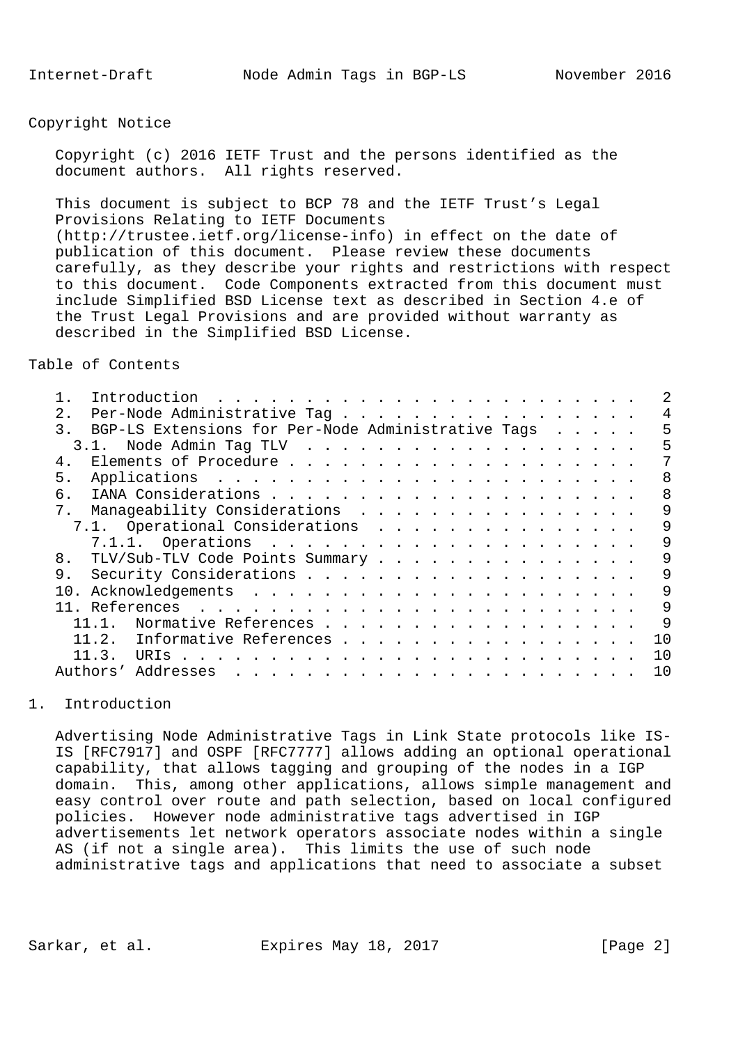## Copyright Notice

Copyright (c) 2016 IETF Trust and the persons identified as the document authors. All rights reserved.

This document is subject to BCP 78 and the IETF Trust's Legal Provisions Relating to IETF Documents (http://trustee.ietf.org/license-info) in effect on the date of publication of this document. Please review these documents carefully, as they describe your rights and restrictions with respect to this document. Code Components extracted from this document must include Simplified BSD License text as described in Section 4.e of the Trust Legal Provisions and are provided without warranty as described in the Simplified BSD License.

## Table of Contents

```
   1.  Introduction . . . . . . . . . . . . . . . . . . . . . . . .   2
   2.  Per-Node Administrative Tag . . . . . . . . . . . . . . . . .   4
   3.  BGP-LS Extensions for Per-Node Administrative Tags . . . . .   5
     3.1.  Node Admin Tag TLV . . . . . . . . . . . . . . . . . . .   5
   4.  Elements of Procedure . . . . . . . . . . . . . . . . . . . .   7
   5.  Applications . . . . . . . . . . . . . . . . . . . . . . . .   8
   6.  IANA Considerations . . . . . . . . . . . . . . . . . . . . .   8
   7.  Manageability Considerations . . . . . . . . . . . . . . . .   9
     7.1.  Operational Considerations . . . . . . . . . . . . . . .   9
       7.1.1.  Operations . . . . . . . . . . . . . . . . . . . . .   9
   8.  TLV/Sub-TLV Code Points Summary . . . . . . . . . . . . . . .   9
   9.  Security Considerations . . . . . . . . . . . . . . . . . . .   9
   10. Acknowledgements . . . . . . . . . . . . . . . . . . . . . .   9
   11. References . . . . . . . . . . . . . . . . . . . . . . . . .   9
     11.1.  Normative References . . . . . . . . . . . . . . . . . .   9
     11.2.  Informative References . . . . . . . . . . . . . . . . .  10
     11.3.  URIs . . . . . . . . . . . . . . . . . . . . . . . . . .  10
   Authors' Addresses . . . . . . . . . . . . . . . . . . . . . . .  10
```

## 1. Introduction

Advertising Node Administrative Tags in Link State protocols like IS-IS [RFC7917] and OSPF [RFC7777] allows adding an optional operational capability, that allows tagging and grouping of the nodes in a IGP domain. This, among other applications, allows simple management and easy control over route and path selection, based on local configured policies. However node administrative tags advertised in IGP advertisements let network operators associate nodes within a single AS (if not a single area). This limits the use of such node administrative tags and applications that need to associate a subset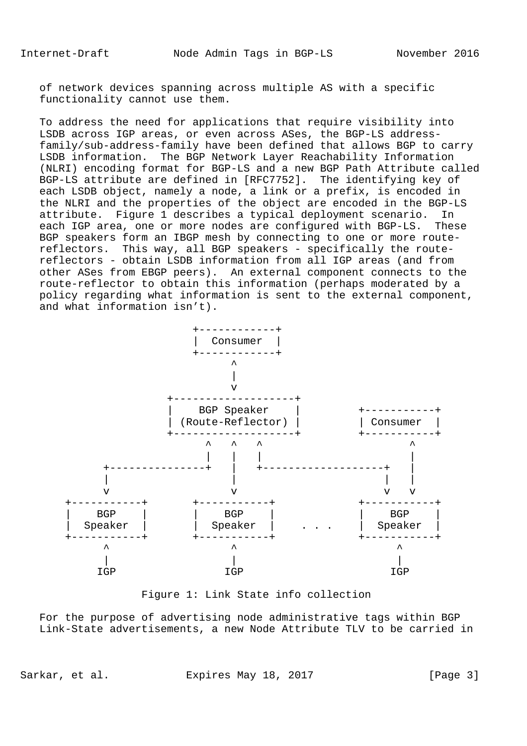of network devices spanning across multiple AS with a specific functionality cannot use them.

To address the need for applications that require visibility into LSDB across IGP areas, or even across ASes, the BGP-LS address-family/sub-address-family have been defined that allows BGP to carry LSDB information. The BGP Network Layer Reachability Information (NLRI) encoding format for BGP-LS and a new BGP Path Attribute called BGP-LS attribute are defined in [RFC7752]. The identifying key of each LSDB object, namely a node, a link or a prefix, is encoded in the NLRI and the properties of the object are encoded in the BGP-LS attribute. Figure 1 describes a typical deployment scenario. In each IGP area, one or more nodes are configured with BGP-LS. These BGP speakers form an IBGP mesh by connecting to one or more route-reflectors. This way, all BGP speakers - specifically the route-reflectors - obtain LSDB information from all IGP areas (and from other ASes from EBGP peers). An external component connects to the route-reflector to obtain this information (perhaps moderated by a policy regarding what information is sent to the external component, and what information isn’t).

```
                     +------------+
                     |  Consumer  |
                     +------------+
                           ^
                           |
                           v
                 +-------------------+
                 |    BGP Speaker    |        +-----------+
                 | (Route-Reflector) |        | Consumer  |
                 +-------------------+        +-----------+
                      ^    ^    ^                    ^
                      |    |    |                    |
         +---------------+    |    +-------------------+   |
         |                 |                        |   |
         v                 v                        v   v
   +-----------+      +-----------+             +-----------+
   |    BGP    |      |    BGP    |             |    BGP    |
   |  Speaker  |      |  Speaker  |    . . .    |  Speaker  |
   +-----------+      +-----------+             +-----------+
         ^                  ^                         ^
         |                  |                         |
        IGP                IGP                       IGP
```

Figure 1: Link State info collection

For the purpose of advertising node administrative tags within BGP Link-State advertisements, a new Node Attribute TLV to be carried in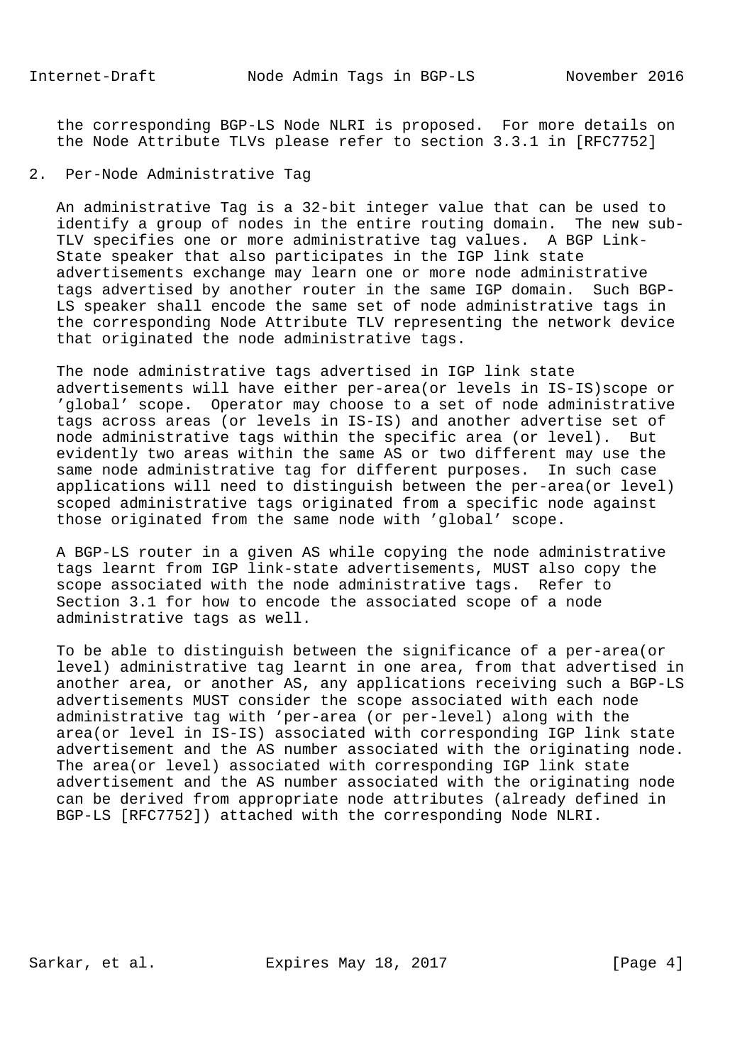the corresponding BGP-LS Node NLRI is proposed. For more details on the Node Attribute TLVs please refer to section 3.3.1 in [RFC7752]

## 2. Per-Node Administrative Tag

An administrative Tag is a 32-bit integer value that can be used to identify a group of nodes in the entire routing domain. The new sub-TLV specifies one or more administrative tag values. A BGP Link-State speaker that also participates in the IGP link state advertisements exchange may learn one or more node administrative tags advertised by another router in the same IGP domain. Such BGP-LS speaker shall encode the same set of node administrative tags in the corresponding Node Attribute TLV representing the network device that originated the node administrative tags.

The node administrative tags advertised in IGP link state advertisements will have either per-area(or levels in IS-IS)scope or 'global' scope. Operator may choose to a set of node administrative tags across areas (or levels in IS-IS) and another advertise set of node administrative tags within the specific area (or level). But evidently two areas within the same AS or two different may use the same node administrative tag for different purposes. In such case applications will need to distinguish between the per-area(or level) scoped administrative tags originated from a specific node against those originated from the same node with 'global' scope.

A BGP-LS router in a given AS while copying the node administrative tags learnt from IGP link-state advertisements, MUST also copy the scope associated with the node administrative tags. Refer to Section 3.1 for how to encode the associated scope of a node administrative tags as well.

To be able to distinguish between the significance of a per-area(or level) administrative tag learnt in one area, from that advertised in another area, or another AS, any applications receiving such a BGP-LS advertisements MUST consider the scope associated with each node administrative tag with 'per-area (or per-level) along with the area(or level in IS-IS) associated with corresponding IGP link state advertisement and the AS number associated with the originating node. The area(or level) associated with corresponding IGP link state advertisement and the AS number associated with the originating node can be derived from appropriate node attributes (already defined in BGP-LS [RFC7752]) attached with the corresponding Node NLRI.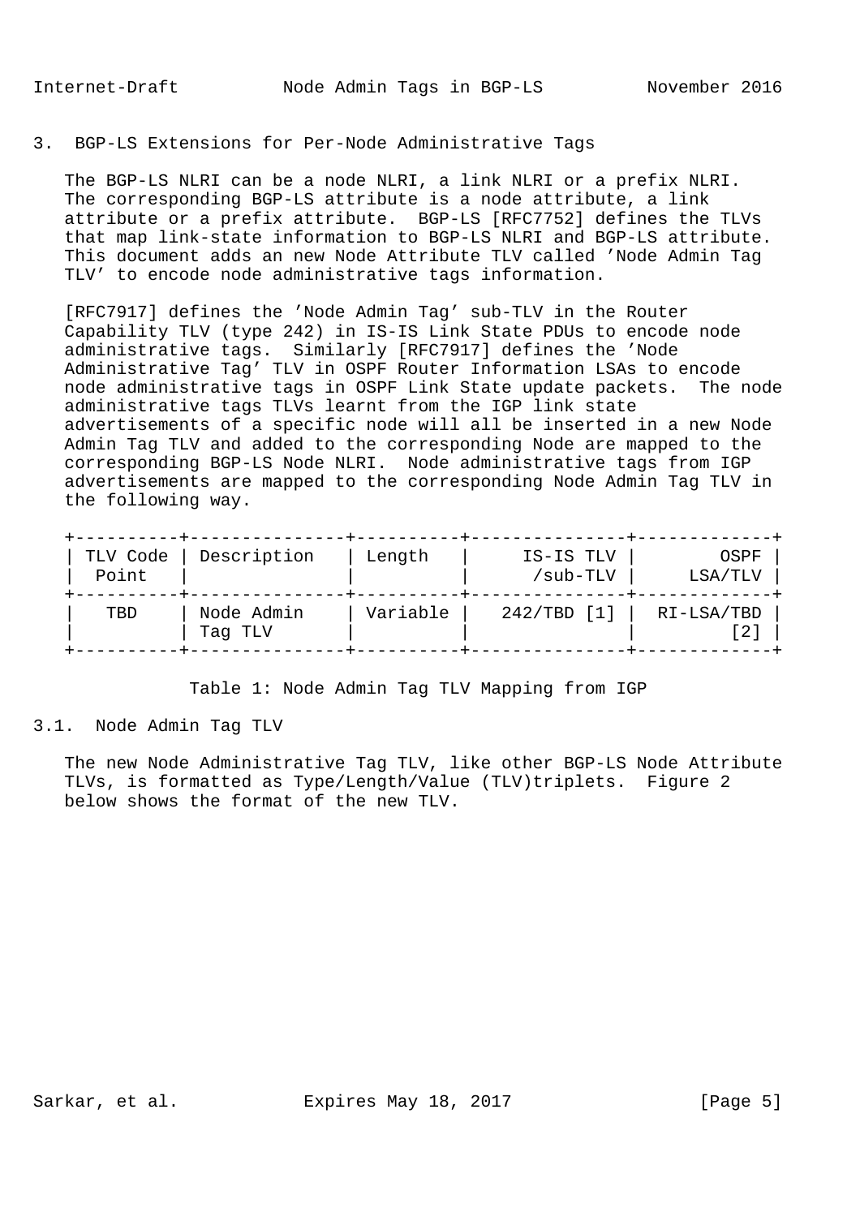## 3. BGP-LS Extensions for Per-Node Administrative Tags

The BGP-LS NLRI can be a node NLRI, a link NLRI or a prefix NLRI. The corresponding BGP-LS attribute is a node attribute, a link attribute or a prefix attribute. BGP-LS [RFC7752] defines the TLVs that map link-state information to BGP-LS NLRI and BGP-LS attribute. This document adds an new Node Attribute TLV called 'Node Admin Tag TLV' to encode node administrative tags information.

[RFC7917] defines the 'Node Admin Tag' sub-TLV in the Router Capability TLV (type 242) in IS-IS Link State PDUs to encode node administrative tags. Similarly [RFC7917] defines the 'Node Administrative Tag' TLV in OSPF Router Information LSAs to encode node administrative tags in OSPF Link State update packets. The node administrative tags TLVs learnt from the IGP link state advertisements of a specific node will all be inserted in a new Node Admin Tag TLV and added to the corresponding Node are mapped to the corresponding BGP-LS Node NLRI. Node administrative tags from IGP advertisements are mapped to the corresponding Node Admin Tag TLV in the following way.

| TLV Code Point | Description | Length | IS-IS TLV /sub-TLV | OSPF LSA/TLV |
|---|---|---|---|---|
| TBD | Node Admin Tag TLV | Variable | 242/TBD [1] | RI-LSA/TBD [2] |

Table 1: Node Admin Tag TLV Mapping from IGP

### 3.1. Node Admin Tag TLV

The new Node Administrative Tag TLV, like other BGP-LS Node Attribute TLVs, is formatted as Type/Length/Value (TLV)triplets. Figure 2 below shows the format of the new TLV.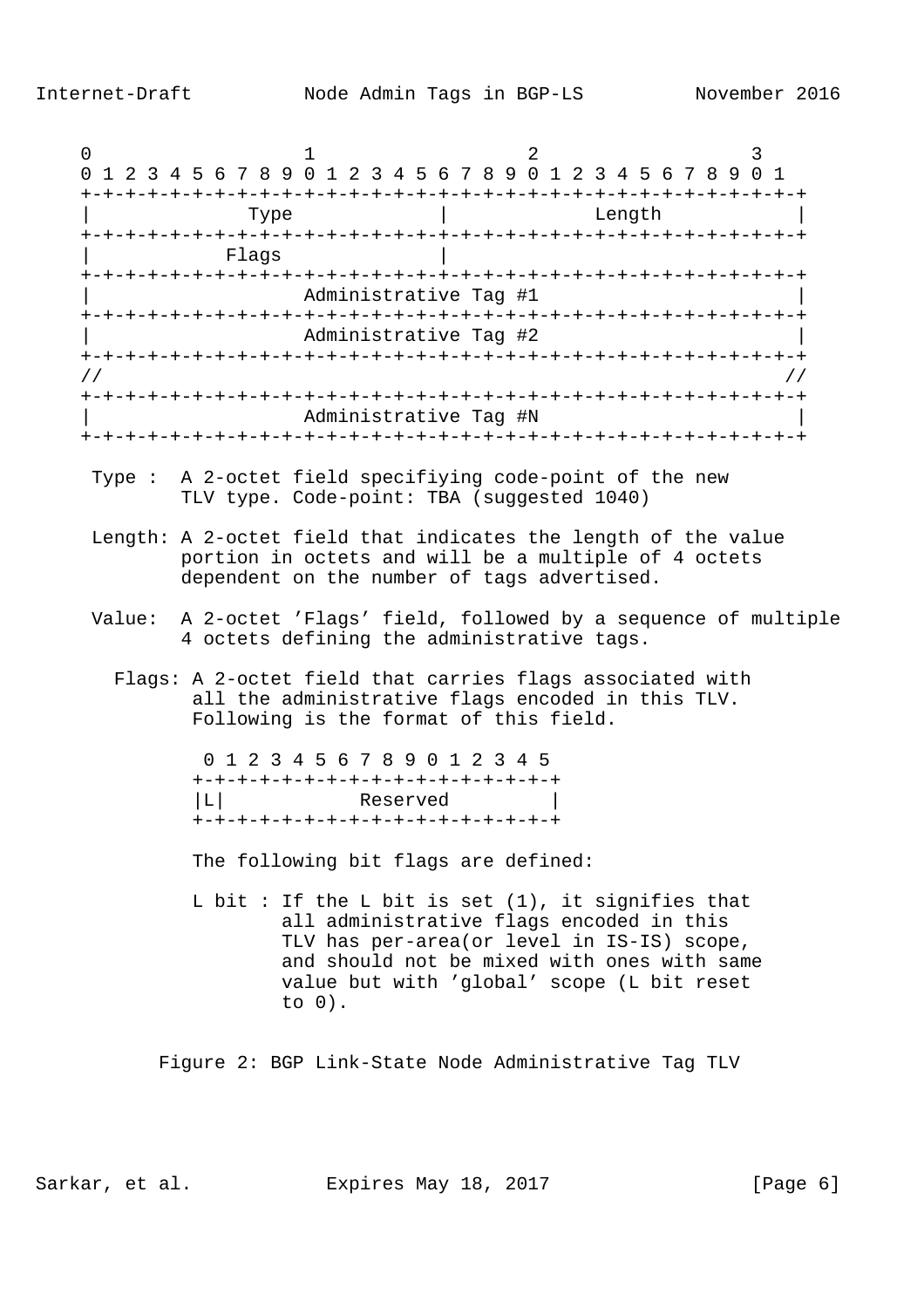```
 0                   1                   2                   3
 0 1 2 3 4 5 6 7 8 9 0 1 2 3 4 5 6 7 8 9 0 1 2 3 4 5 6 7 8 9 0 1
+-+-+-+-+-+-+-+-+-+-+-+-+-+-+-+-+-+-+-+-+-+-+-+-+-+-+-+-+-+-+-+-+
|             Type              |             Length            |
+-+-+-+-+-+-+-+-+-+-+-+-+-+-+-+-+-+-+-+-+-+-+-+-+-+-+-+-+-+-+-+-+
|           Flags               |
+-+-+-+-+-+-+-+-+-+-+-+-+-+-+-+-+-+-+-+-+-+-+-+-+-+-+-+-+-+-+-+-+
|                   Administrative Tag #1                       |
+-+-+-+-+-+-+-+-+-+-+-+-+-+-+-+-+-+-+-+-+-+-+-+-+-+-+-+-+-+-+-+-+
|                   Administrative Tag #2                       |
+-+-+-+-+-+-+-+-+-+-+-+-+-+-+-+-+-+-+-+-+-+-+-+-+-+-+-+-+-+-+-+-+
//                                                             //
+-+-+-+-+-+-+-+-+-+-+-+-+-+-+-+-+-+-+-+-+-+-+-+-+-+-+-+-+-+-+-+-+
|                   Administrative Tag #N                       |
+-+-+-+-+-+-+-+-+-+-+-+-+-+-+-+-+-+-+-+-+-+-+-+-+-+-+-+-+-+-+-+-+
```

Type : A 2-octet field specifiying code-point of the new TLV type. Code-point: TBA (suggested 1040)

Length: A 2-octet field that indicates the length of the value portion in octets and will be a multiple of 4 octets dependent on the number of tags advertised.

Value: A 2-octet 'Flags' field, followed by a sequence of multiple 4 octets defining the administrative tags.

Flags: A 2-octet field that carries flags associated with all the administrative flags encoded in this TLV. Following is the format of this field.

```
 0 1 2 3 4 5 6 7 8 9 0 1 2 3 4 5
+-+-+-+-+-+-+-+-+-+-+-+-+-+-+-+-+
|L|           Reserved          |
+-+-+-+-+-+-+-+-+-+-+-+-+-+-+-+-+
```

The following bit flags are defined:

L bit : If the L bit is set (1), it signifies that all administrative flags encoded in this TLV has per-area(or level in IS-IS) scope, and should not be mixed with ones with same value but with 'global' scope (L bit reset to 0).

Figure 2: BGP Link-State Node Administrative Tag TLV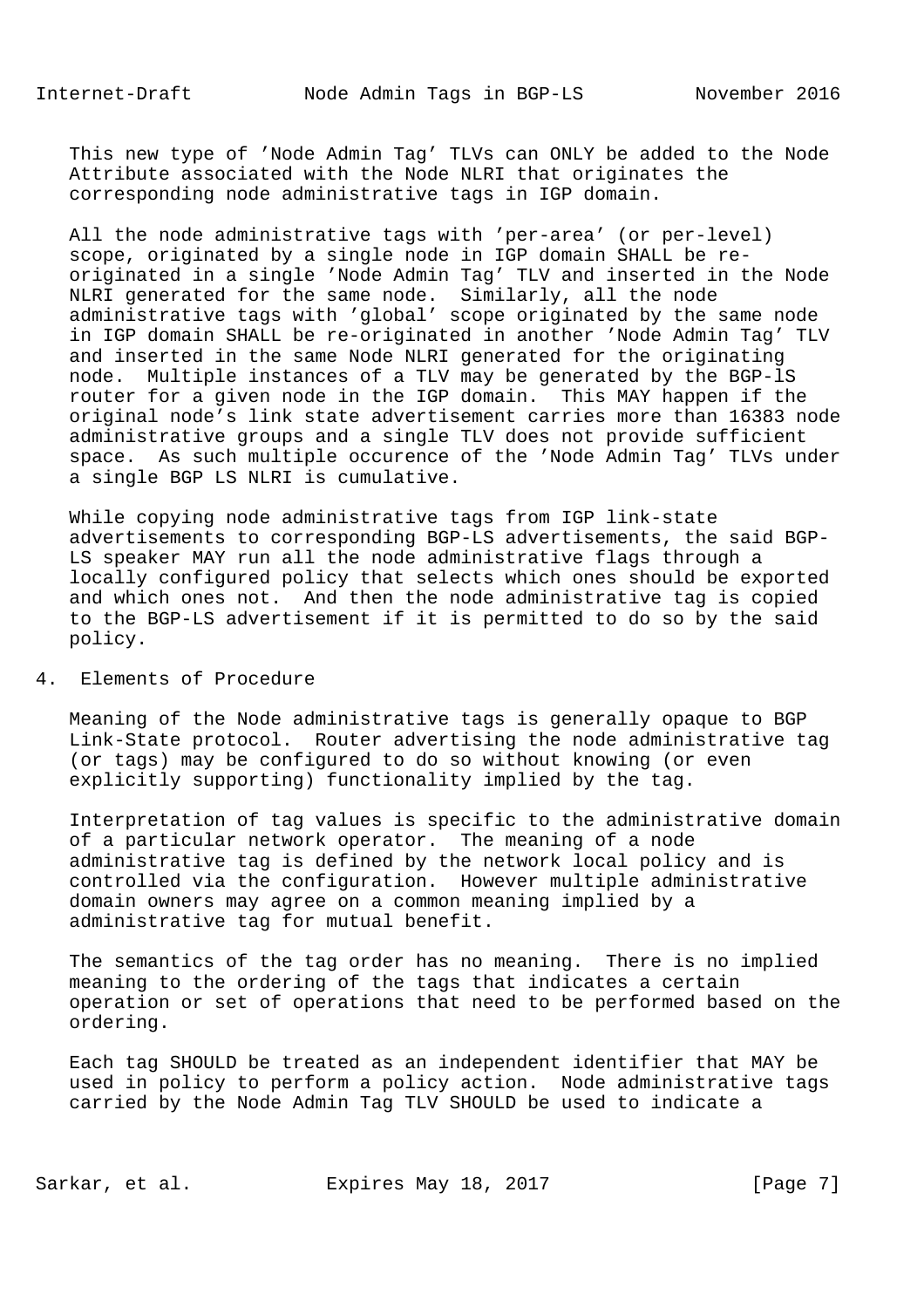This new type of 'Node Admin Tag' TLVs can ONLY be added to the Node Attribute associated with the Node NLRI that originates the corresponding node administrative tags in IGP domain.

All the node administrative tags with 'per-area' (or per-level) scope, originated by a single node in IGP domain SHALL be re-originated in a single 'Node Admin Tag' TLV and inserted in the Node NLRI generated for the same node. Similarly, all the node administrative tags with 'global' scope originated by the same node in IGP domain SHALL be re-originated in another 'Node Admin Tag' TLV and inserted in the same Node NLRI generated for the originating node. Multiple instances of a TLV may be generated by the BGP-lS router for a given node in the IGP domain. This MAY happen if the original node's link state advertisement carries more than 16383 node administrative groups and a single TLV does not provide sufficient space. As such multiple occurence of the 'Node Admin Tag' TLVs under a single BGP LS NLRI is cumulative.

While copying node administrative tags from IGP link-state advertisements to corresponding BGP-LS advertisements, the said BGP-LS speaker MAY run all the node administrative flags through a locally configured policy that selects which ones should be exported and which ones not. And then the node administrative tag is copied to the BGP-LS advertisement if it is permitted to do so by the said policy.

## 4. Elements of Procedure

Meaning of the Node administrative tags is generally opaque to BGP Link-State protocol. Router advertising the node administrative tag (or tags) may be configured to do so without knowing (or even explicitly supporting) functionality implied by the tag.

Interpretation of tag values is specific to the administrative domain of a particular network operator. The meaning of a node administrative tag is defined by the network local policy and is controlled via the configuration. However multiple administrative domain owners may agree on a common meaning implied by a administrative tag for mutual benefit.

The semantics of the tag order has no meaning. There is no implied meaning to the ordering of the tags that indicates a certain operation or set of operations that need to be performed based on the ordering.

Each tag SHOULD be treated as an independent identifier that MAY be used in policy to perform a policy action. Node administrative tags carried by the Node Admin Tag TLV SHOULD be used to indicate a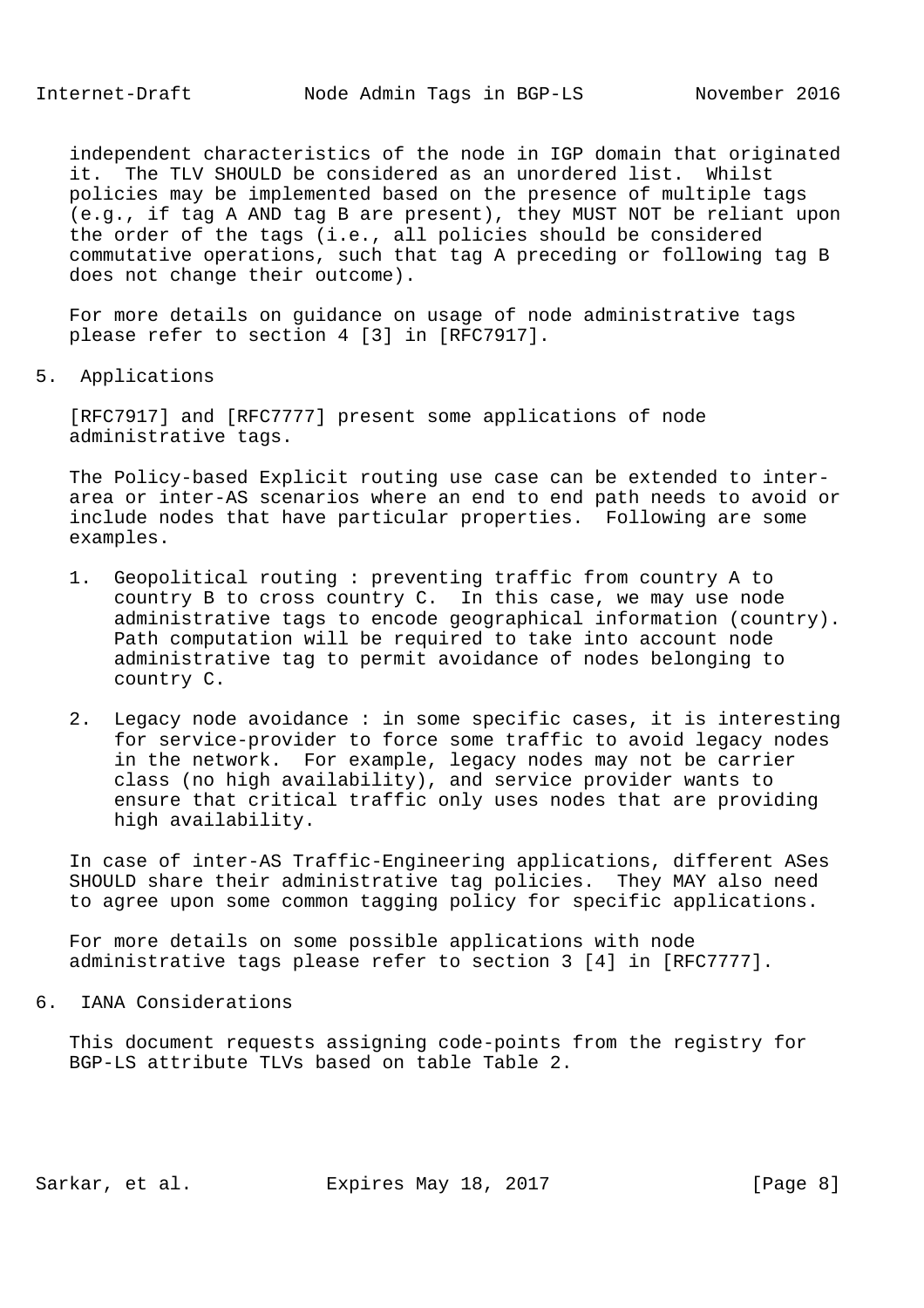independent characteristics of the node in IGP domain that originated it. The TLV SHOULD be considered as an unordered list. Whilst policies may be implemented based on the presence of multiple tags (e.g., if tag A AND tag B are present), they MUST NOT be reliant upon the order of the tags (i.e., all policies should be considered commutative operations, such that tag A preceding or following tag B does not change their outcome).

For more details on guidance on usage of node administrative tags please refer to section 4 [3] in [RFC7917].

## 5. Applications

[RFC7917] and [RFC7777] present some applications of node administrative tags.

The Policy-based Explicit routing use case can be extended to inter-area or inter-AS scenarios where an end to end path needs to avoid or include nodes that have particular properties. Following are some examples.

1. Geopolitical routing : preventing traffic from country A to country B to cross country C. In this case, we may use node administrative tags to encode geographical information (country). Path computation will be required to take into account node administrative tag to permit avoidance of nodes belonging to country C.

2. Legacy node avoidance : in some specific cases, it is interesting for service-provider to force some traffic to avoid legacy nodes in the network. For example, legacy nodes may not be carrier class (no high availability), and service provider wants to ensure that critical traffic only uses nodes that are providing high availability.

In case of inter-AS Traffic-Engineering applications, different ASes SHOULD share their administrative tag policies. They MAY also need to agree upon some common tagging policy for specific applications.

For more details on some possible applications with node administrative tags please refer to section 3 [4] in [RFC7777].

## 6. IANA Considerations

This document requests assigning code-points from the registry for BGP-LS attribute TLVs based on table Table 2.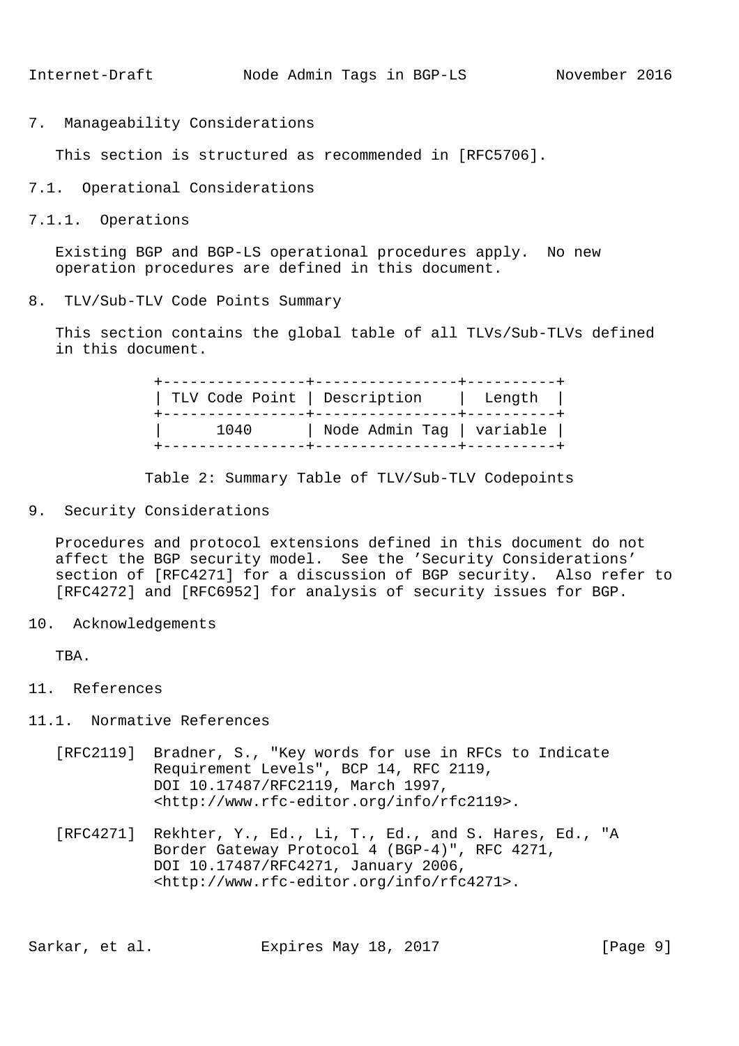## 7. Manageability Considerations

This section is structured as recommended in [RFC5706].

### 7.1. Operational Considerations

#### 7.1.1. Operations

Existing BGP and BGP-LS operational procedures apply. No new operation procedures are defined in this document.

## 8. TLV/Sub-TLV Code Points Summary

This section contains the global table of all TLVs/Sub-TLVs defined in this document.

| TLV Code Point | Description | Length |
|---|---|---|
| 1040 | Node Admin Tag | variable |

Table 2: Summary Table of TLV/Sub-TLV Codepoints

## 9. Security Considerations

Procedures and protocol extensions defined in this document do not affect the BGP security model. See the 'Security Considerations' section of [RFC4271] for a discussion of BGP security. Also refer to [RFC4272] and [RFC6952] for analysis of security issues for BGP.

## 10. Acknowledgements

TBA.

## 11. References

### 11.1. Normative References

[RFC2119] Bradner, S., "Key words for use in RFCs to Indicate Requirement Levels", BCP 14, RFC 2119, DOI 10.17487/RFC2119, March 1997, <http://www.rfc-editor.org/info/rfc2119>.

[RFC4271] Rekhter, Y., Ed., Li, T., Ed., and S. Hares, Ed., "A Border Gateway Protocol 4 (BGP-4)", RFC 4271, DOI 10.17487/RFC4271, January 2006, <http://www.rfc-editor.org/info/rfc4271>.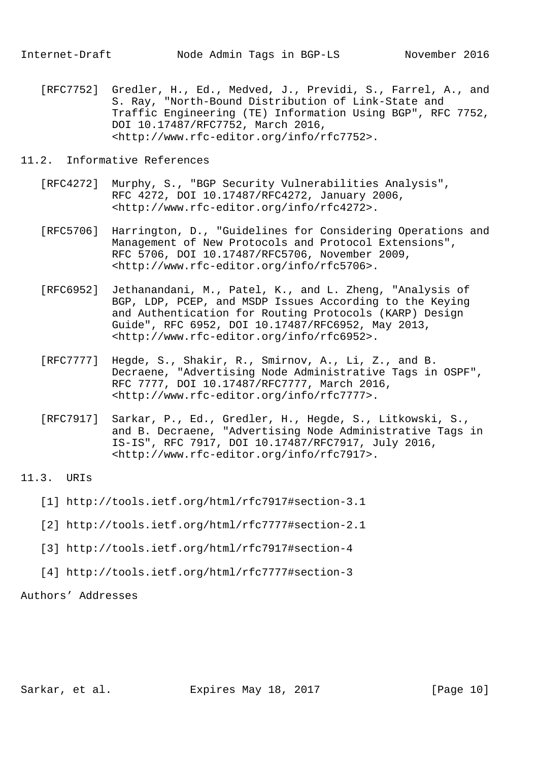[RFC7752] Gredler, H., Ed., Medved, J., Previdi, S., Farrel, A., and S. Ray, "North-Bound Distribution of Link-State and Traffic Engineering (TE) Information Using BGP", RFC 7752, DOI 10.17487/RFC7752, March 2016, <http://www.rfc-editor.org/info/rfc7752>.

## 11.2. Informative References

[RFC4272] Murphy, S., "BGP Security Vulnerabilities Analysis", RFC 4272, DOI 10.17487/RFC4272, January 2006, <http://www.rfc-editor.org/info/rfc4272>.

[RFC5706] Harrington, D., "Guidelines for Considering Operations and Management of New Protocols and Protocol Extensions", RFC 5706, DOI 10.17487/RFC5706, November 2009, <http://www.rfc-editor.org/info/rfc5706>.

[RFC6952] Jethanandani, M., Patel, K., and L. Zheng, "Analysis of BGP, LDP, PCEP, and MSDP Issues According to the Keying and Authentication for Routing Protocols (KARP) Design Guide", RFC 6952, DOI 10.17487/RFC6952, May 2013, <http://www.rfc-editor.org/info/rfc6952>.

[RFC7777] Hegde, S., Shakir, R., Smirnov, A., Li, Z., and B. Decraene, "Advertising Node Administrative Tags in OSPF", RFC 7777, DOI 10.17487/RFC7777, March 2016, <http://www.rfc-editor.org/info/rfc7777>.

[RFC7917] Sarkar, P., Ed., Gredler, H., Hegde, S., Litkowski, S., and B. Decraene, "Advertising Node Administrative Tags in IS-IS", RFC 7917, DOI 10.17487/RFC7917, July 2016, <http://www.rfc-editor.org/info/rfc7917>.

## 11.3. URIs

[1] http://tools.ietf.org/html/rfc7917#section-3.1

[2] http://tools.ietf.org/html/rfc7777#section-2.1

[3] http://tools.ietf.org/html/rfc7917#section-4

[4] http://tools.ietf.org/html/rfc7777#section-3

# Authors' Addresses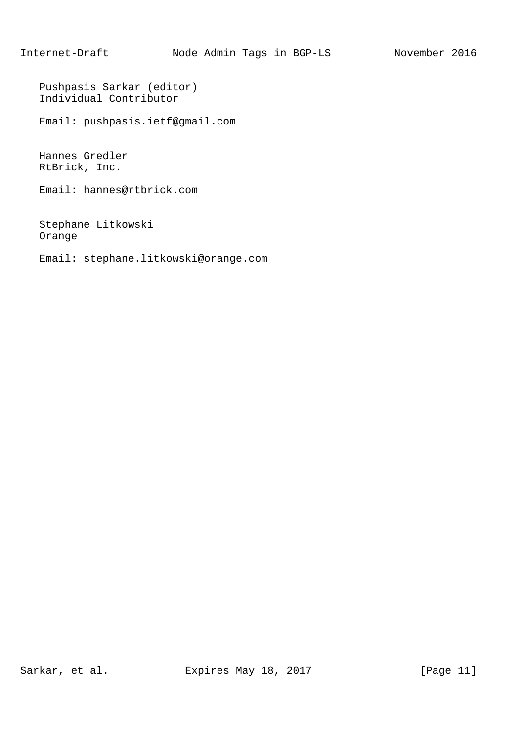Pushpasis Sarkar (editor)
Individual Contributor

Email: pushpasis.ietf@gmail.com

Hannes Gredler
RtBrick, Inc.

Email: hannes@rtbrick.com

Stephane Litkowski
Orange

Email: stephane.litkowski@orange.com